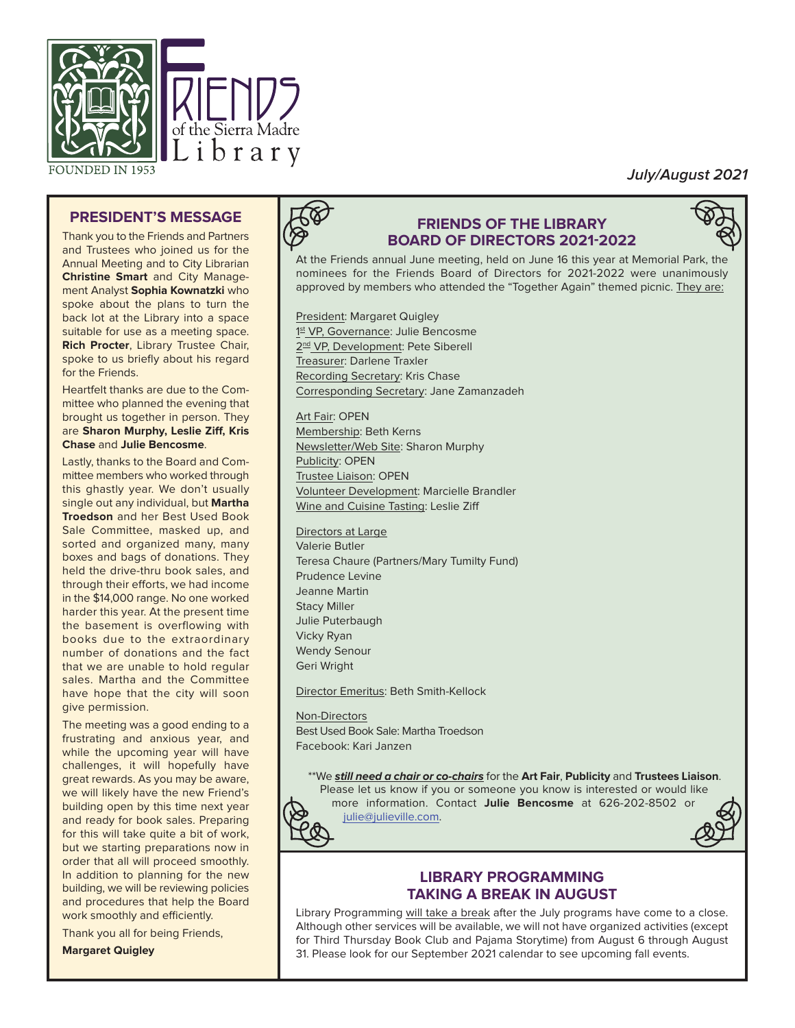# FRIENDS of the Sierra Madre Library

FOUNDED IN 1953

*July/August 2021*

## PRESIDENT'S MESSAGE

Thank you to the Friends and Partners and Trustees who joined us for the Annual Meeting and to City Librarian **Christine Smart** and City Management Analyst **Sophia Kownatzki** who spoke about the plans to turn the back lot at the Library into a space suitable for use as a meeting space. **Rich Procter**, Library Trustee Chair, spoke to us briefly about his regard for the Friends.

Heartfelt thanks are due to the Committee who planned the evening that brought us together in person. They are **Sharon Murphy, Leslie Ziff, Kris Chase** and **Julie Bencosme**.

Lastly, thanks to the Board and Committee members who worked through this ghastly year. We don't usually single out any individual, but **Martha Troedson** and her Best Used Book Sale Committee, masked up, and sorted and organized many, many boxes and bags of donations. They held the drive-thru book sales, and through their efforts, we had income in the $14,000 range. No one worked harder this year. At the present time the basement is overflowing with books due to the extraordinary number of donations and the fact that we are unable to hold regular sales. Martha and the Committee have hope that the city will soon give permission.

The meeting was a good ending to a frustrating and anxious year, and while the upcoming year will have challenges, it will hopefully have great rewards. As you may be aware, we will likely have the new Friend's building open by this time next year and ready for book sales. Preparing for this will take quite a bit of work, but we starting preparations now in order that all will proceed smoothly. In addition to planning for the new building, we will be reviewing policies and procedures that help the Board work smoothly and efficiently.

Thank you all for being Friends,

**Margaret Quigley**

## FRIENDS OF THE LIBRARY BOARD OF DIRECTORS 2021-2022

At the Friends annual June meeting, held on June 16 this year at Memorial Park, the nominees for the Friends Board of Directors for 2021-2022 were unanimously approved by members who attended the "Together Again" themed picnic. They are:

President: Margaret Quigley
1st VP, Governance: Julie Bencosme
2nd VP, Development: Pete Siberell
Treasurer: Darlene Traxler
Recording Secretary: Kris Chase
Corresponding Secretary: Jane Zamanzadeh

Art Fair: OPEN
Membership: Beth Kerns
Newsletter/Web Site: Sharon Murphy
Publicity: OPEN
Trustee Liaison: OPEN
Volunteer Development: Marcielle Brandler
Wine and Cuisine Tasting: Leslie Ziff

Directors at Large
Valerie Butler
Teresa Chaure (Partners/Mary Tumilty Fund)
Prudence Levine
Jeanne Martin
Stacy Miller
Julie Puterbaugh
Vicky Ryan
Wendy Senour
Geri Wright

Director Emeritus: Beth Smith-Kellock

Non-Directors
Best Used Book Sale: Martha Troedson
Facebook: Kari Janzen

**We ***still need a chair or co-chairs*** for the **Art Fair**, **Publicity** and **Trustees Liaison**. Please let us know if you or someone you know is interested or would like more information. Contact **Julie Bencosme** at 626-202-8502 or julie@julieville.com.

## LIBRARY PROGRAMMING TAKING A BREAK IN AUGUST

Library Programming will take a break after the July programs have come to a close. Although other services will be available, we will not have organized activities (except for Third Thursday Book Club and Pajama Storytime) from August 6 through August 31. Please look for our September 2021 calendar to see upcoming fall events.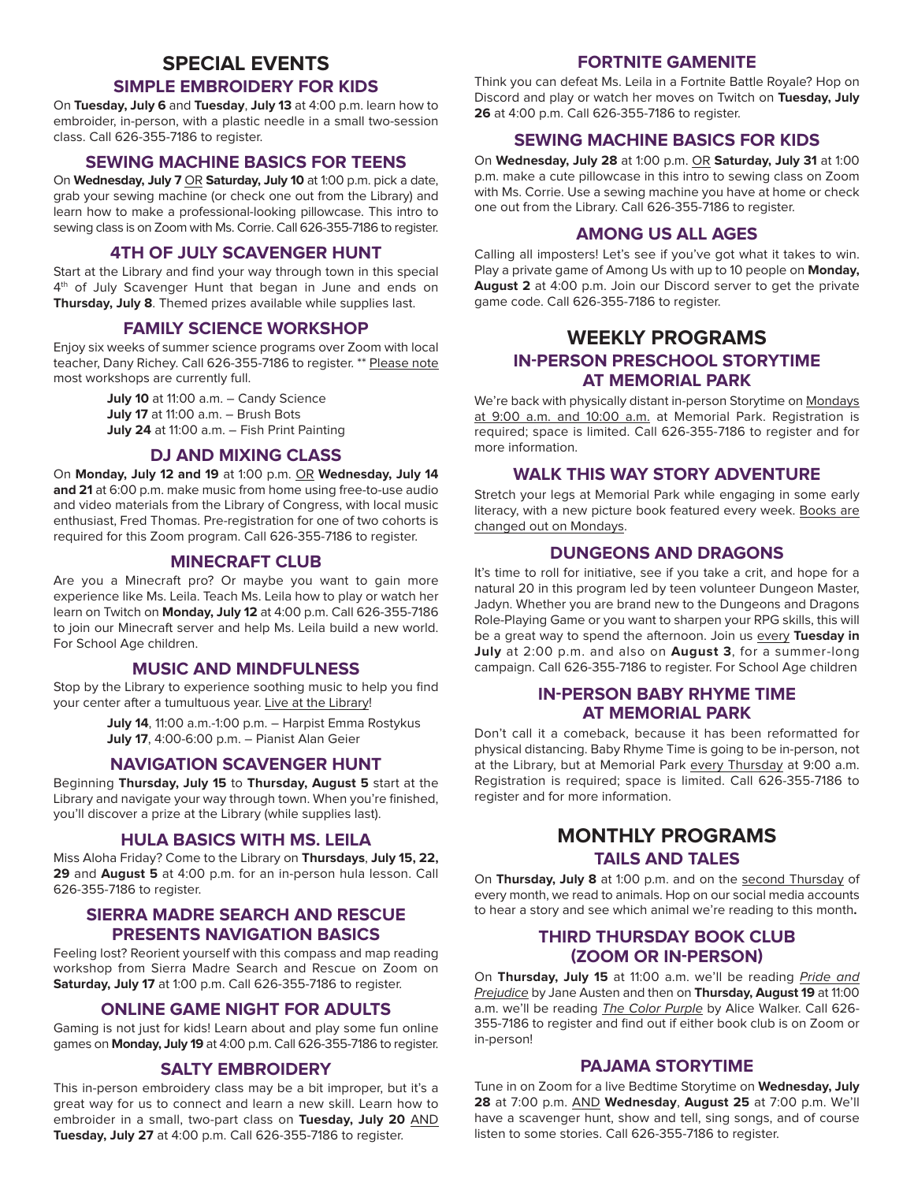# SPECIAL EVENTS

## SIMPLE EMBROIDERY FOR KIDS

On **Tuesday, July 6** and **Tuesday**, **July 13** at 4:00 p.m. learn how to embroider, in-person, with a plastic needle in a small two-session class. Call 626-355-7186 to register.

## SEWING MACHINE BASICS FOR TEENS

On **Wednesday, July 7** OR **Saturday, July 10** at 1:00 p.m. pick a date, grab your sewing machine (or check one out from the Library) and learn how to make a professional-looking pillowcase. This intro to sewing class is on Zoom with Ms. Corrie. Call 626-355-7186 to register.

## 4TH OF JULY SCAVENGER HUNT

Start at the Library and find your way through town in this special 4th of July Scavenger Hunt that began in June and ends on **Thursday, July 8**. Themed prizes available while supplies last.

## FAMILY SCIENCE WORKSHOP

Enjoy six weeks of summer science programs over Zoom with local teacher, Dany Richey. Call 626-355-7186 to register. ** Please note most workshops are currently full.

**July 10** at 11:00 a.m. – Candy Science
**July 17** at 11:00 a.m. – Brush Bots
**July 24** at 11:00 a.m. – Fish Print Painting

## DJ AND MIXING CLASS

On **Monday, July 12 and 19** at 1:00 p.m. OR **Wednesday, July 14 and 21** at 6:00 p.m. make music from home using free-to-use audio and video materials from the Library of Congress, with local music enthusiast, Fred Thomas. Pre-registration for one of two cohorts is required for this Zoom program. Call 626-355-7186 to register.

## MINECRAFT CLUB

Are you a Minecraft pro? Or maybe you want to gain more experience like Ms. Leila. Teach Ms. Leila how to play or watch her learn on Twitch on **Monday, July 12** at 4:00 p.m. Call 626-355-7186 to join our Minecraft server and help Ms. Leila build a new world. For School Age children.

## MUSIC AND MINDFULNESS

Stop by the Library to experience soothing music to help you find your center after a tumultuous year. Live at the Library!

**July 14**, 11:00 a.m.-1:00 p.m. – Harpist Emma Rostykus
**July 17**, 4:00-6:00 p.m. – Pianist Alan Geier

## NAVIGATION SCAVENGER HUNT

Beginning **Thursday, July 15** to **Thursday, August 5** start at the Library and navigate your way through town. When you're finished, you'll discover a prize at the Library (while supplies last).

## HULA BASICS WITH MS. LEILA

Miss Aloha Friday? Come to the Library on **Thursdays**, **July 15, 22, 29** and **August 5** at 4:00 p.m. for an in-person hula lesson. Call 626-355-7186 to register.

## SIERRA MADRE SEARCH AND RESCUE PRESENTS NAVIGATION BASICS

Feeling lost? Reorient yourself with this compass and map reading workshop from Sierra Madre Search and Rescue on Zoom on **Saturday, July 17** at 1:00 p.m. Call 626-355-7186 to register.

## ONLINE GAME NIGHT FOR ADULTS

Gaming is not just for kids! Learn about and play some fun online games on **Monday, July 19** at 4:00 p.m. Call 626-355-7186 to register.

## SALTY EMBROIDERY

This in-person embroidery class may be a bit improper, but it's a great way for us to connect and learn a new skill. Learn how to embroider in a small, two-part class on **Tuesday, July 20** AND **Tuesday, July 27** at 4:00 p.m. Call 626-355-7186 to register.

## FORTNITE GAMENITE

Think you can defeat Ms. Leila in a Fortnite Battle Royale? Hop on Discord and play or watch her moves on Twitch on **Tuesday, July 26** at 4:00 p.m. Call 626-355-7186 to register.

## SEWING MACHINE BASICS FOR KIDS

On **Wednesday, July 28** at 1:00 p.m. OR **Saturday, July 31** at 1:00 p.m. make a cute pillowcase in this intro to sewing class on Zoom with Ms. Corrie. Use a sewing machine you have at home or check one out from the Library. Call 626-355-7186 to register.

## AMONG US ALL AGES

Calling all imposters! Let's see if you've got what it takes to win. Play a private game of Among Us with up to 10 people on **Monday, August 2** at 4:00 p.m. Join our Discord server to get the private game code. Call 626-355-7186 to register.

# WEEKLY PROGRAMS

## IN-PERSON PRESCHOOL STORYTIME AT MEMORIAL PARK

We're back with physically distant in-person Storytime on Mondays at 9:00 a.m. and 10:00 a.m. at Memorial Park. Registration is required; space is limited. Call 626-355-7186 to register and for more information.

## WALK THIS WAY STORY ADVENTURE

Stretch your legs at Memorial Park while engaging in some early literacy, with a new picture book featured every week. Books are changed out on Mondays.

## DUNGEONS AND DRAGONS

It's time to roll for initiative, see if you take a crit, and hope for a natural 20 in this program led by teen volunteer Dungeon Master, Jadyn. Whether you are brand new to the Dungeons and Dragons Role-Playing Game or you want to sharpen your RPG skills, this will be a great way to spend the afternoon. Join us every **Tuesday in July** at 2:00 p.m. and also on **August 3**, for a summer-long campaign. Call 626-355-7186 to register. For School Age children

## IN-PERSON BABY RHYME TIME AT MEMORIAL PARK

Don't call it a comeback, because it has been reformatted for physical distancing. Baby Rhyme Time is going to be in-person, not at the Library, but at Memorial Park every Thursday at 9:00 a.m. Registration is required; space is limited. Call 626-355-7186 to register and for more information.

# MONTHLY PROGRAMS

## TAILS AND TALES

On **Thursday, July 8** at 1:00 p.m. and on the second Thursday of every month, we read to animals. Hop on our social media accounts to hear a story and see which animal we're reading to this month**.**

## THIRD THURSDAY BOOK CLUB (ZOOM OR IN-PERSON)

On **Thursday, July 15** at 11:00 a.m. we'll be reading *Pride and Prejudice* by Jane Austen and then on **Thursday, August 19** at 11:00 a.m. we'll be reading *The Color Purple* by Alice Walker. Call 626-355-7186 to register and find out if either book club is on Zoom or in-person!

## PAJAMA STORYTIME

Tune in on Zoom for a live Bedtime Storytime on **Wednesday, July 28** at 7:00 p.m. AND **Wednesday**, **August 25** at 7:00 p.m. We'll have a scavenger hunt, show and tell, sing songs, and of course listen to some stories. Call 626-355-7186 to register.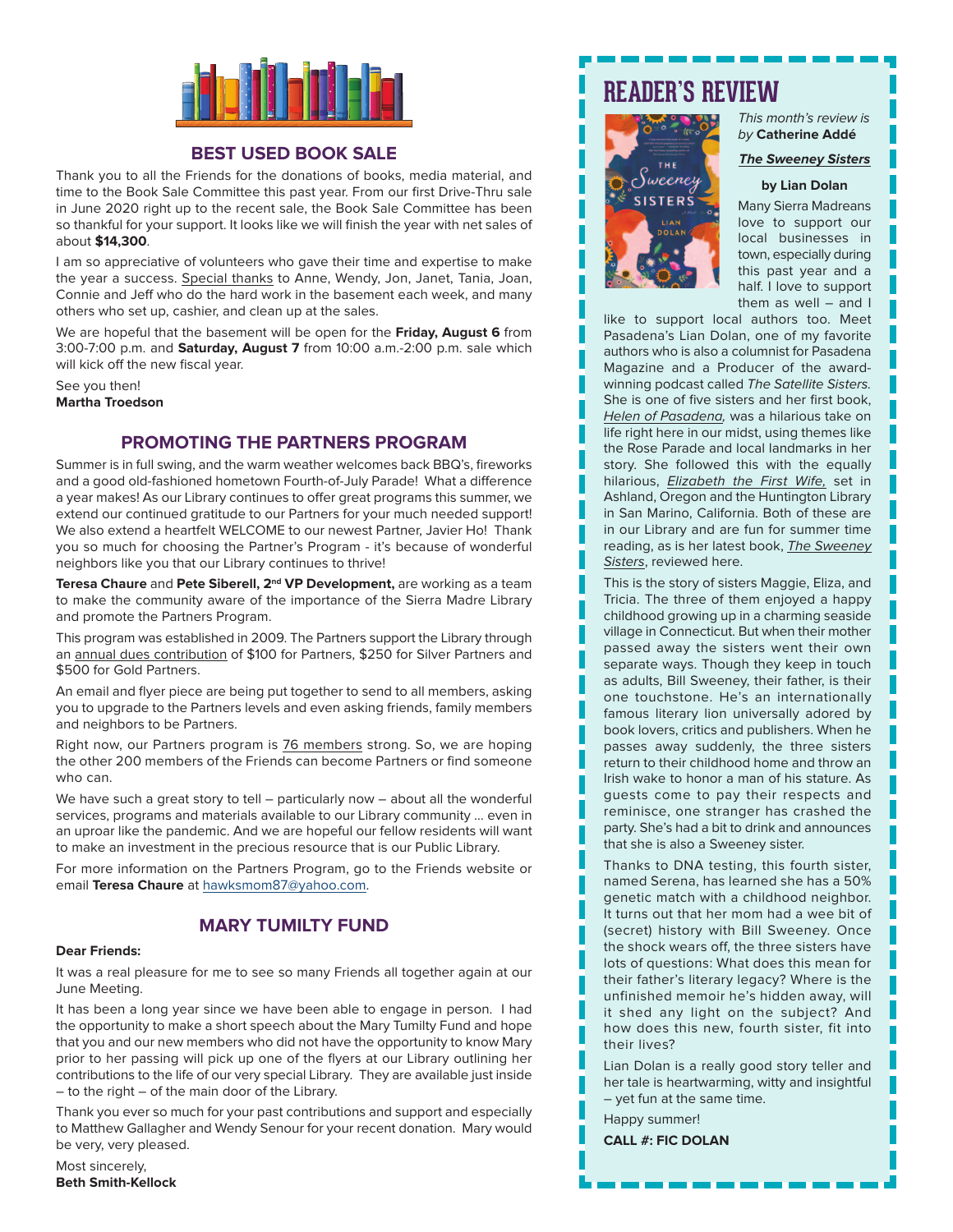## BEST USED BOOK SALE

Thank you to all the Friends for the donations of books, media material, and time to the Book Sale Committee this past year. From our first Drive-Thru sale in June 2020 right up to the recent sale, the Book Sale Committee has been so thankful for your support. It looks like we will finish the year with net sales of about **$14,300**.

I am so appreciative of volunteers who gave their time and expertise to make the year a success. Special thanks to Anne, Wendy, Jon, Janet, Tania, Joan, Connie and Jeff who do the hard work in the basement each week, and many others who set up, cashier, and clean up at the sales.

We are hopeful that the basement will be open for the **Friday, August 6** from 3:00-7:00 p.m. and **Saturday, August 7** from 10:00 a.m.-2:00 p.m. sale which will kick off the new fiscal year.

See you then!
**Martha Troedson**

## PROMOTING THE PARTNERS PROGRAM

Summer is in full swing, and the warm weather welcomes back BBQ's, fireworks and a good old-fashioned hometown Fourth-of-July Parade! What a difference a year makes! As our Library continues to offer great programs this summer, we extend our continued gratitude to our Partners for your much needed support! We also extend a heartfelt WELCOME to our newest Partner, Javier Ho! Thank you so much for choosing the Partner's Program - it's because of wonderful neighbors like you that our Library continues to thrive!

**Teresa Chaure** and **Pete Siberell, 2nd VP Development,** are working as a team to make the community aware of the importance of the Sierra Madre Library and promote the Partners Program.

This program was established in 2009. The Partners support the Library through an annual dues contribution of $100 for Partners, $250 for Silver Partners and $500 for Gold Partners.

An email and flyer piece are being put together to send to all members, asking you to upgrade to the Partners levels and even asking friends, family members and neighbors to be Partners.

Right now, our Partners program is 76 members strong. So, we are hoping the other 200 members of the Friends can become Partners or find someone who can.

We have such a great story to tell – particularly now – about all the wonderful services, programs and materials available to our Library community ... even in an uproar like the pandemic. And we are hopeful our fellow residents will want to make an investment in the precious resource that is our Public Library.

For more information on the Partners Program, go to the Friends website or email **Teresa Chaure** at hawksmom87@yahoo.com.

## MARY TUMILTY FUND

**Dear Friends:**

It was a real pleasure for me to see so many Friends all together again at our June Meeting.

It has been a long year since we have been able to engage in person. I had the opportunity to make a short speech about the Mary Tumilty Fund and hope that you and our new members who did not have the opportunity to know Mary prior to her passing will pick up one of the flyers at our Library outlining her contributions to the life of our very special Library. They are available just inside – to the right – of the main door of the Library.

Thank you ever so much for your past contributions and support and especially to Matthew Gallagher and Wendy Senour for your recent donation. Mary would be very, very pleased.

Most sincerely,
**Beth Smith-Kellock**

## READER'S REVIEW

*This month's review is by* **Catherine Addé**

***The Sweeney Sisters***

**by Lian Dolan**

Many Sierra Madreans love to support our local businesses in town, especially during this past year and a half. I love to support them as well – and I like to support local authors too. Meet Pasadena's Lian Dolan, one of my favorite authors who is also a columnist for Pasadena Magazine and a Producer of the award-winning podcast called *The Satellite Sisters.* She is one of five sisters and her first book, *Helen of Pasadena,* was a hilarious take on life right here in our midst, using themes like the Rose Parade and local landmarks in her story. She followed this with the equally hilarious, *Elizabeth the First Wife,* set in Ashland, Oregon and the Huntington Library in San Marino, California. Both of these are in our Library and are fun for summer time reading, as is her latest book, *The Sweeney Sisters*, reviewed here.

This is the story of sisters Maggie, Eliza, and Tricia. The three of them enjoyed a happy childhood growing up in a charming seaside village in Connecticut. But when their mother passed away the sisters went their own separate ways. Though they keep in touch as adults, Bill Sweeney, their father, is their one touchstone. He's an internationally famous literary lion universally adored by book lovers, critics and publishers. When he passes away suddenly, the three sisters return to their childhood home and throw an Irish wake to honor a man of his stature. As guests come to pay their respects and reminisce, one stranger has crashed the party. She's had a bit to drink and announces that she is also a Sweeney sister.

Thanks to DNA testing, this fourth sister, named Serena, has learned she has a 50% genetic match with a childhood neighbor. It turns out that her mom had a wee bit of (secret) history with Bill Sweeney. Once the shock wears off, the three sisters have lots of questions: What does this mean for their father's literary legacy? Where is the unfinished memoir he's hidden away, will it shed any light on the subject? And how does this new, fourth sister, fit into their lives?

Lian Dolan is a really good story teller and her tale is heartwarming, witty and insightful – yet fun at the same time.

Happy summer!

**CALL #: FIC DOLAN**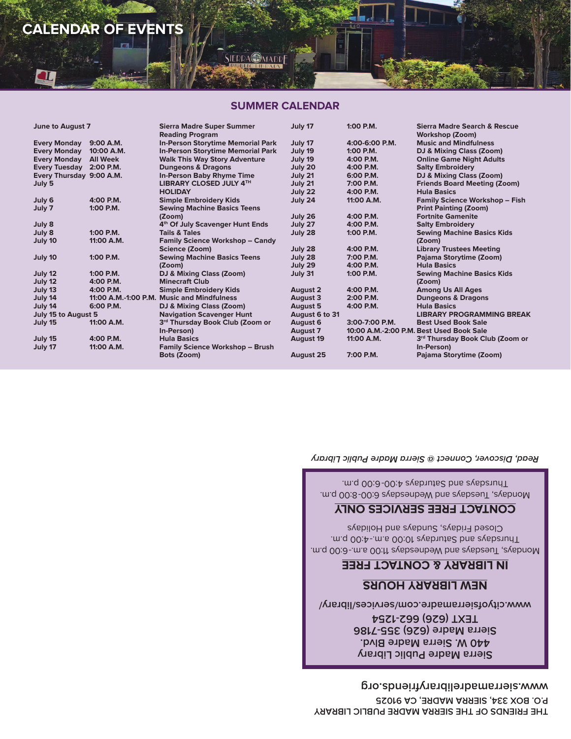# CALENDAR OF EVENTS

## SUMMER CALENDAR

| | | |
|---|---|---|
| June to August 7 | | Sierra Madre Super Summer Reading Program |
| Every Monday | 9:00 A.M. | In-Person Storytime Memorial Park |
| Every Monday | 10:00 A.M. | In-Person Storytime Memorial Park |
| Every Monday | All Week | Walk This Way Story Adventure |
| Every Tuesday | 2:00 P.M. | Dungeons & Dragons |
| Every Thursday | 9:00 A.M. | In-Person Baby Rhyme Time |
| July 5 | | LIBRARY CLOSED JULY 4TH HOLIDAY |
| July 6 | 4:00 P.M. | Simple Embroidery Kids |
| July 7 | 1:00 P.M. | Sewing Machine Basics Teens (Zoom) |
| July 8 | | 4th Of July Scavenger Hunt Ends |
| July 8 | 1:00 P.M. | Tails & Tales |
| July 10 | 11:00 A.M. | Family Science Workshop – Candy Science (Zoom) |
| July 10 | 1:00 P.M. | Sewing Machine Basics Teens (Zoom) |
| July 12 | 1:00 P.M. | DJ & Mixing Class (Zoom) |
| July 12 | 4:00 P.M. | Minecraft Club |
| July 13 | 4:00 P.M. | Simple Embroidery Kids |
| July 14 | 11:00 A.M.-1:00 P.M. | Music and Mindfulness |
| July 14 | 6:00 P.M. | DJ & Mixing Class (Zoom) |
| July 15 to August 5 | | Navigation Scavenger Hunt |
| July 15 | 11:00 A.M. | 3rd Thursday Book Club (Zoom or In-Person) |
| July 15 | 4:00 P.M. | Hula Basics |
| July 17 | 11:00 A.M. | Family Science Workshop – Brush Bots (Zoom) |
| July 17 | 1:00 P.M. | Sierra Madre Search & Rescue Workshop (Zoom) |
| July 17 | 4:00-6:00 P.M. | Music and Mindfulness |
| July 19 | 1:00 P.M. | DJ & Mixing Class (Zoom) |
| July 19 | 4:00 P.M. | Online Game Night Adults |
| July 20 | 4:00 P.M. | Salty Embroidery |
| July 21 | 6:00 P.M. | DJ & Mixing Class (Zoom) |
| July 21 | 7:00 P.M. | Friends Board Meeting (Zoom) |
| July 22 | 4:00 P.M. | Hula Basics |
| July 24 | 11:00 A.M. | Family Science Workshop – Fish Print Painting (Zoom) |
| July 26 | 4:00 P.M. | Fortnite Gamenite |
| July 27 | 4:00 P.M. | Salty Embroidery |
| July 28 | 1:00 P.M. | Sewing Machine Basics Kids (Zoom) |
| July 28 | 4:00 P.M. | Library Trustees Meeting |
| July 28 | 7:00 P.M. | Pajama Storytime (Zoom) |
| July 29 | 4:00 P.M. | Hula Basics |
| July 31 | 1:00 P.M. | Sewing Machine Basics Kids (Zoom) |
| August 2 | 4:00 P.M. | Among Us All Ages |
| August 3 | 2:00 P.M. | Dungeons & Dragons |
| August 5 | 4:00 P.M. | Hula Basics |
| August 6 to 31 | | LIBRARY PROGRAMMING BREAK |
| August 6 | 3:00-7:00 P.M. | Best Used Book Sale |
| August 7 | 10:00 A.M.-2:00 P.M. | Best Used Book Sale |
| August 19 | 11:00 A.M. | 3rd Thursday Book Club (Zoom or In-Person) |
| August 25 | 7:00 P.M. | Pajama Storytime (Zoom) |

*Read, Discover, Connect @ Sierra Madre Public Library*

Sierra Madre Public Library
440 W. Sierra Madre Blvd.
Sierra Madre (626) 355-7186
TEXT (626) 662-1254
www.cityofsierramadre.com/services/library/

**NEW LIBRARY HOURS**

**IN LIBRARY & CONTACT FREE**

Mondays, Tuesdays and Wednesdays 11:00 a.m.-6:00 p.m.
Thursdays and Saturdays 10:00 a.m.-4:00 p.m.
Closed Fridays, Sundays and Holidays

**CONTACT FREE SERVICES ONLY**

Mondays, Tuesdays and Wednesdays 6:00-8:00 p.m.
Thursdays and Saturdays 4:00-6:00 p.m.

THE FRIENDS OF THE SIERRA MADRE PUBLIC LIBRARY
P.O. BOX 334, SIERRA MADRE, CA 91025
www.sierramadrelibraryfriends.org